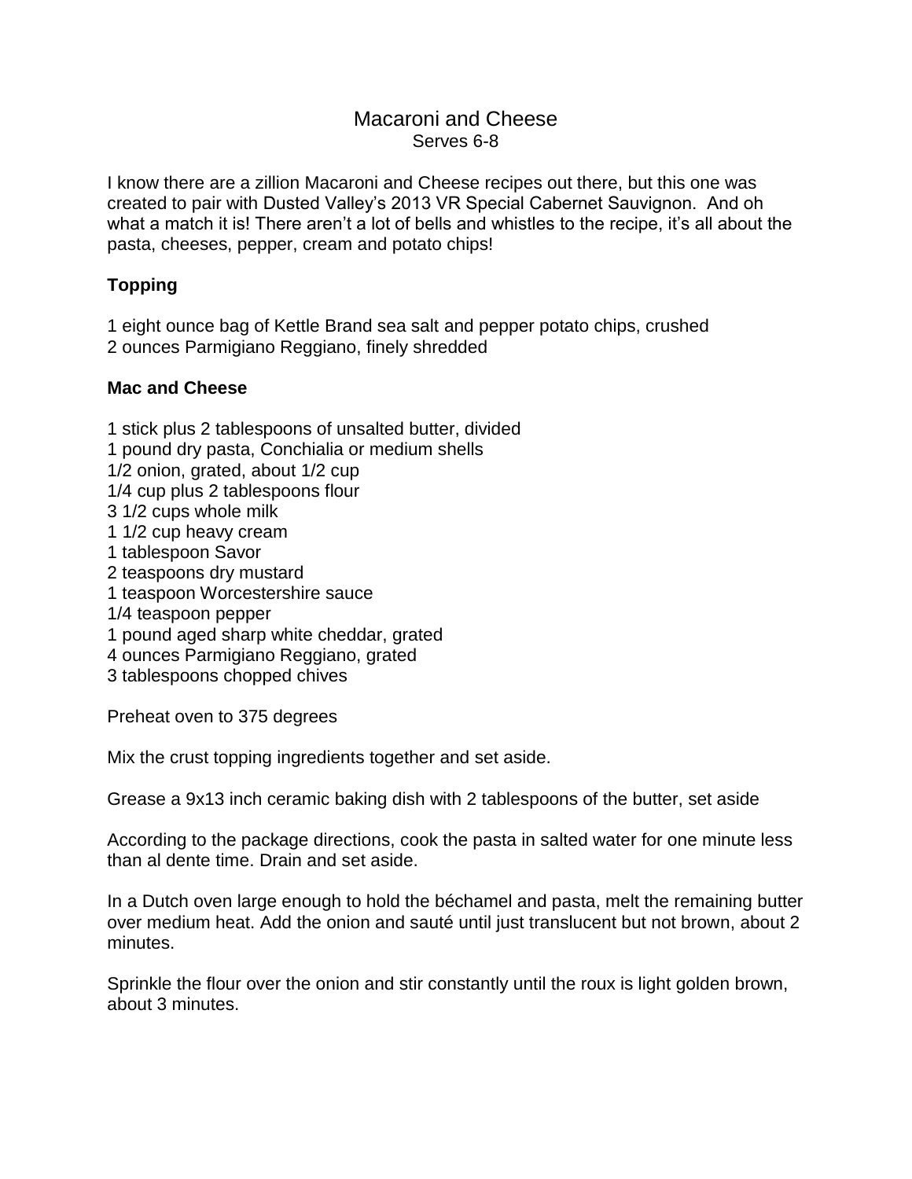# Macaroni and Cheese

Serves 6-8

I know there are a zillion Macaroni and Cheese recipes out there, but this one was created to pair with Dusted Valley's 2013 VR Special Cabernet Sauvignon. And oh what a match it is! There aren't a lot of bells and whistles to the recipe, it's all about the pasta, cheeses, pepper, cream and potato chips!

**Topping**

1 eight ounce bag of Kettle Brand sea salt and pepper potato chips, crushed
2 ounces Parmigiano Reggiano, finely shredded

**Mac and Cheese**

1 stick plus 2 tablespoons of unsalted butter, divided
1 pound dry pasta, Conchialia or medium shells
1/2 onion, grated, about 1/2 cup
1/4 cup plus 2 tablespoons flour
3 1/2 cups whole milk
1 1/2 cup heavy cream
1 tablespoon Savor
2 teaspoons dry mustard
1 teaspoon Worcestershire sauce
1/4 teaspoon pepper
1 pound aged sharp white cheddar, grated
4 ounces Parmigiano Reggiano, grated
3 tablespoons chopped chives

Preheat oven to 375 degrees

Mix the crust topping ingredients together and set aside.

Grease a 9x13 inch ceramic baking dish with 2 tablespoons of the butter, set aside

According to the package directions, cook the pasta in salted water for one minute less than al dente time. Drain and set aside.

In a Dutch oven large enough to hold the béchamel and pasta, melt the remaining butter over medium heat. Add the onion and sauté until just translucent but not brown, about 2 minutes.

Sprinkle the flour over the onion and stir constantly until the roux is light golden brown, about 3 minutes.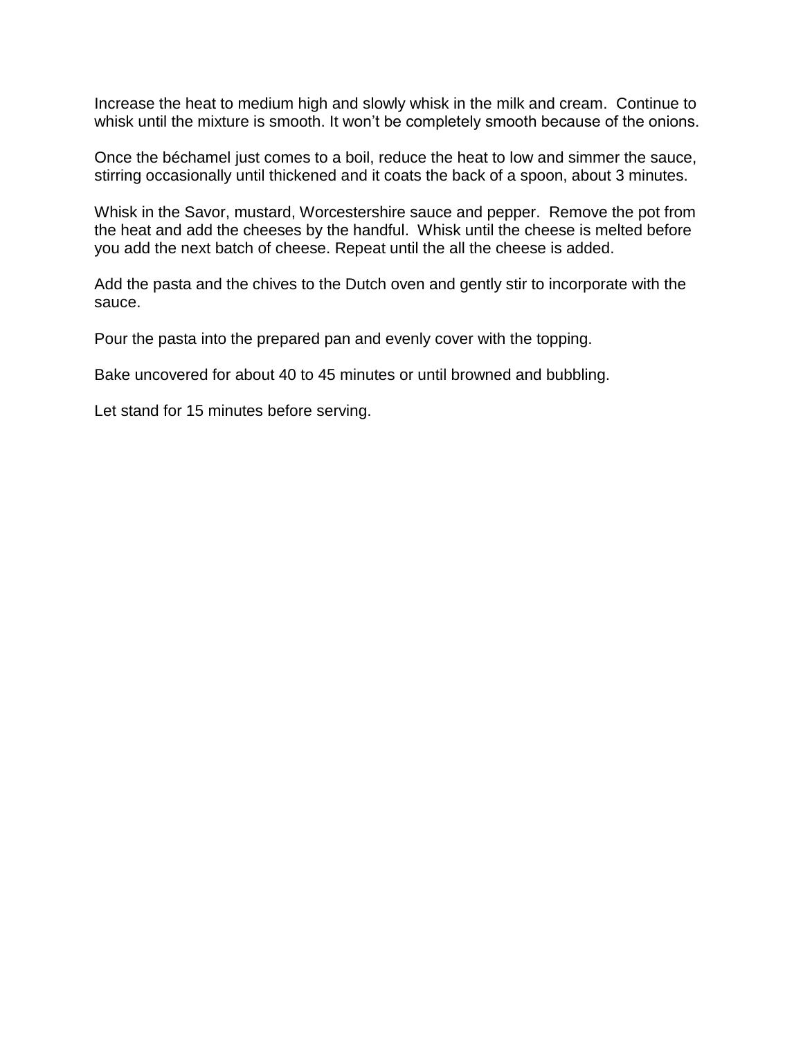Increase the heat to medium high and slowly whisk in the milk and cream. Continue to whisk until the mixture is smooth. It won't be completely smooth because of the onions.

Once the béchamel just comes to a boil, reduce the heat to low and simmer the sauce, stirring occasionally until thickened and it coats the back of a spoon, about 3 minutes.

Whisk in the Savor, mustard, Worcestershire sauce and pepper. Remove the pot from the heat and add the cheeses by the handful. Whisk until the cheese is melted before you add the next batch of cheese. Repeat until the all the cheese is added.

Add the pasta and the chives to the Dutch oven and gently stir to incorporate with the sauce.

Pour the pasta into the prepared pan and evenly cover with the topping.

Bake uncovered for about 40 to 45 minutes or until browned and bubbling.

Let stand for 15 minutes before serving.